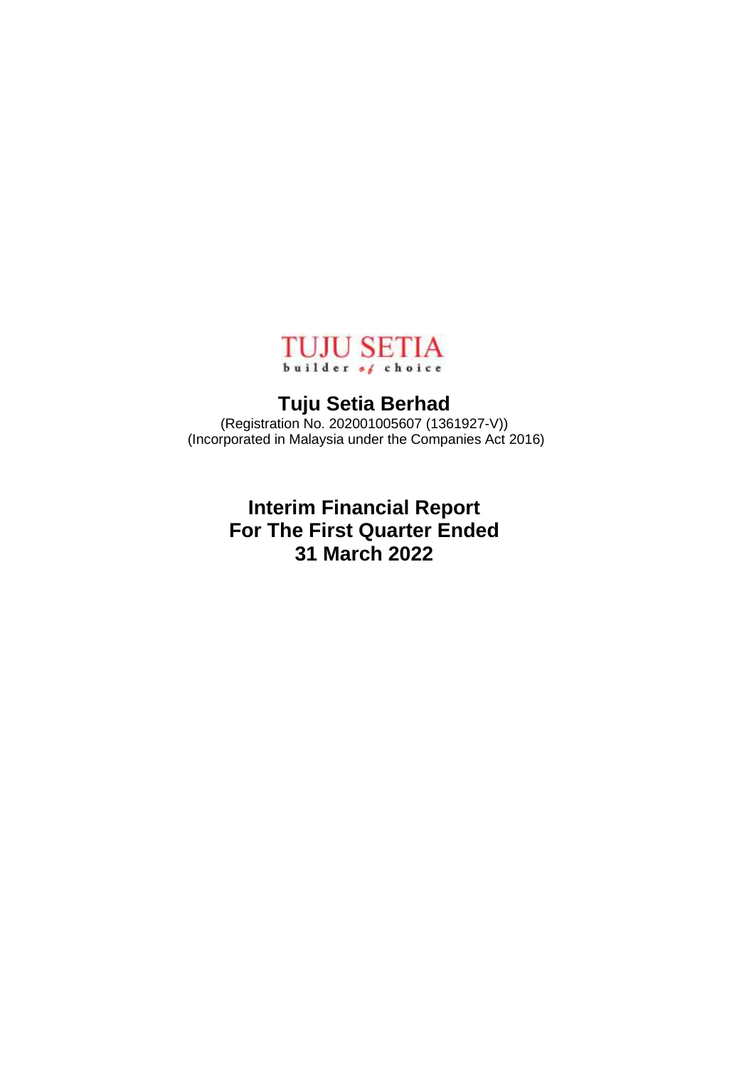TUJU SETIA

builder of choice

# Tuju Setia Berhad

(Registration No. 202001005607 (1361927-V))
(Incorporated in Malaysia under the Companies Act 2016)

# Interim Financial Report For The First Quarter Ended 31 March 2022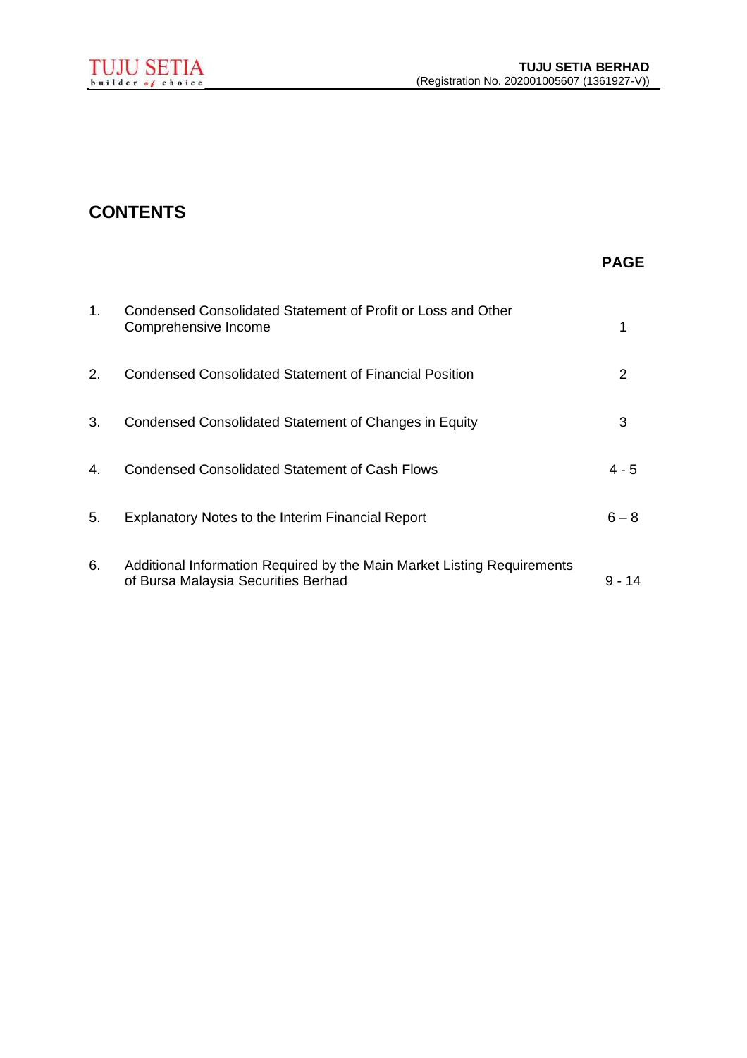## CONTENTS

| | | PAGE |
|---|---|---|
| 1. | Condensed Consolidated Statement of Profit or Loss and Other Comprehensive Income | 1 |
| 2. | Condensed Consolidated Statement of Financial Position | 2 |
| 3. | Condensed Consolidated Statement of Changes in Equity | 3 |
| 4. | Condensed Consolidated Statement of Cash Flows | 4 - 5 |
| 5. | Explanatory Notes to the Interim Financial Report | 6 – 8 |
| 6. | Additional Information Required by the Main Market Listing Requirements of Bursa Malaysia Securities Berhad | 9 - 14 |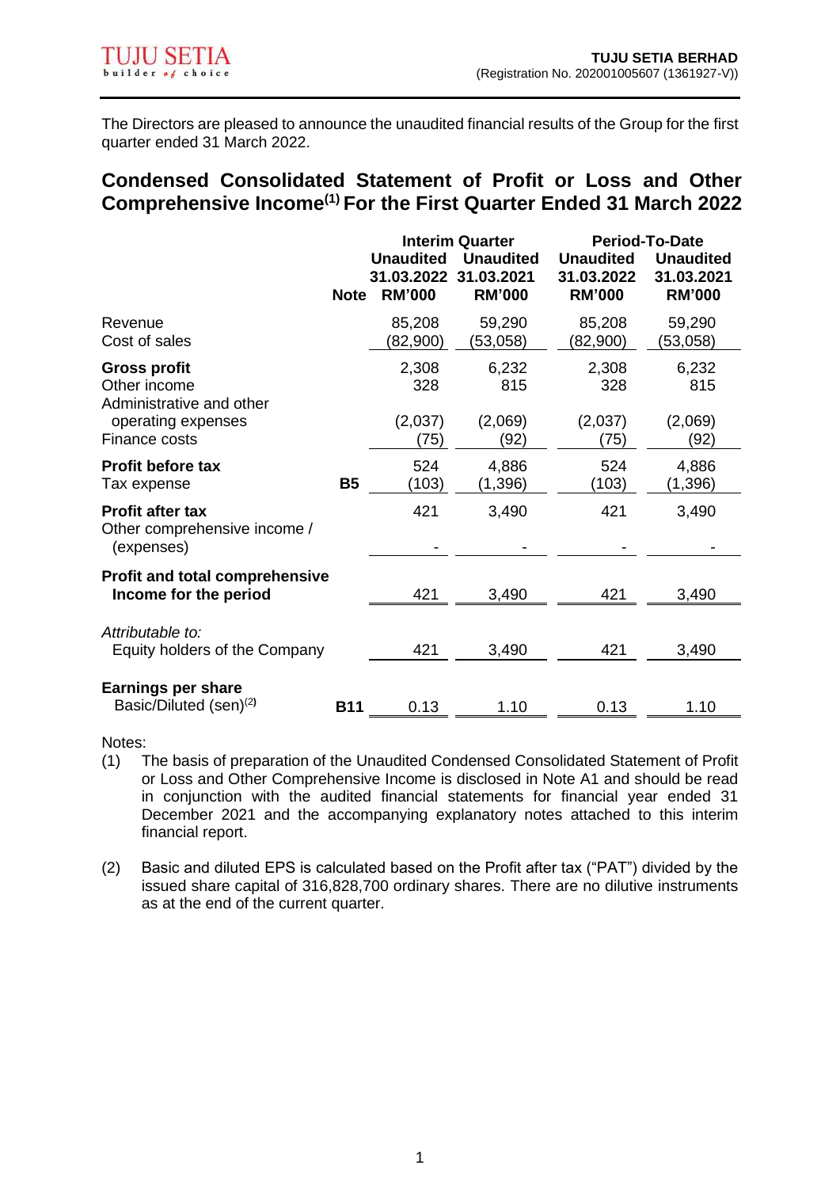The Directors are pleased to announce the unaudited financial results of the Group for the first quarter ended 31 March 2022.

## Condensed Consolidated Statement of Profit or Loss and Other Comprehensive Income[(1)] For the First Quarter Ended 31 March 2022

| | | Interim Quarter | | Period-To-Date | |
|---|---|---|---|---|---|
| | Note | Unaudited 31.03.2022 RM'000 | Unaudited 31.03.2021 RM'000 | Unaudited 31.03.2022 RM'000 | Unaudited 31.03.2021 RM'000 |
| Revenue | | 85,208 | 59,290 | 85,208 | 59,290 |
| Cost of sales | | (82,900) | (53,058) | (82,900) | (53,058) |
| **Gross profit** | | 2,308 | 6,232 | 2,308 | 6,232 |
| Other income | | 328 | 815 | 328 | 815 |
| Administrative and other operating expenses | | (2,037) | (2,069) | (2,037) | (2,069) |
| Finance costs | | (75) | (92) | (75) | (92) |
| **Profit before tax** | | 524 | 4,886 | 524 | 4,886 |
| Tax expense | **B5** | (103) | (1,396) | (103) | (1,396) |
| **Profit after tax** | | 421 | 3,490 | 421 | 3,490 |
| Other comprehensive income / (expenses) | | - | - | - | - |
| **Profit and total comprehensive Income for the period** | | 421 | 3,490 | 421 | 3,490 |
| *Attributable to:* | | | | | |
| Equity holders of the Company | | 421 | 3,490 | 421 | 3,490 |
| **Earnings per share** | | | | | |
| Basic/Diluted (sen)[(2)] | **B11** | 0.13 | 1.10 | 0.13 | 1.10 |

Notes:

(1) The basis of preparation of the Unaudited Condensed Consolidated Statement of Profit or Loss and Other Comprehensive Income is disclosed in Note A1 and should be read in conjunction with the audited financial statements for financial year ended 31 December 2021 and the accompanying explanatory notes attached to this interim financial report.

(2) Basic and diluted EPS is calculated based on the Profit after tax ("PAT") divided by the issued share capital of 316,828,700 ordinary shares. There are no dilutive instruments as at the end of the current quarter.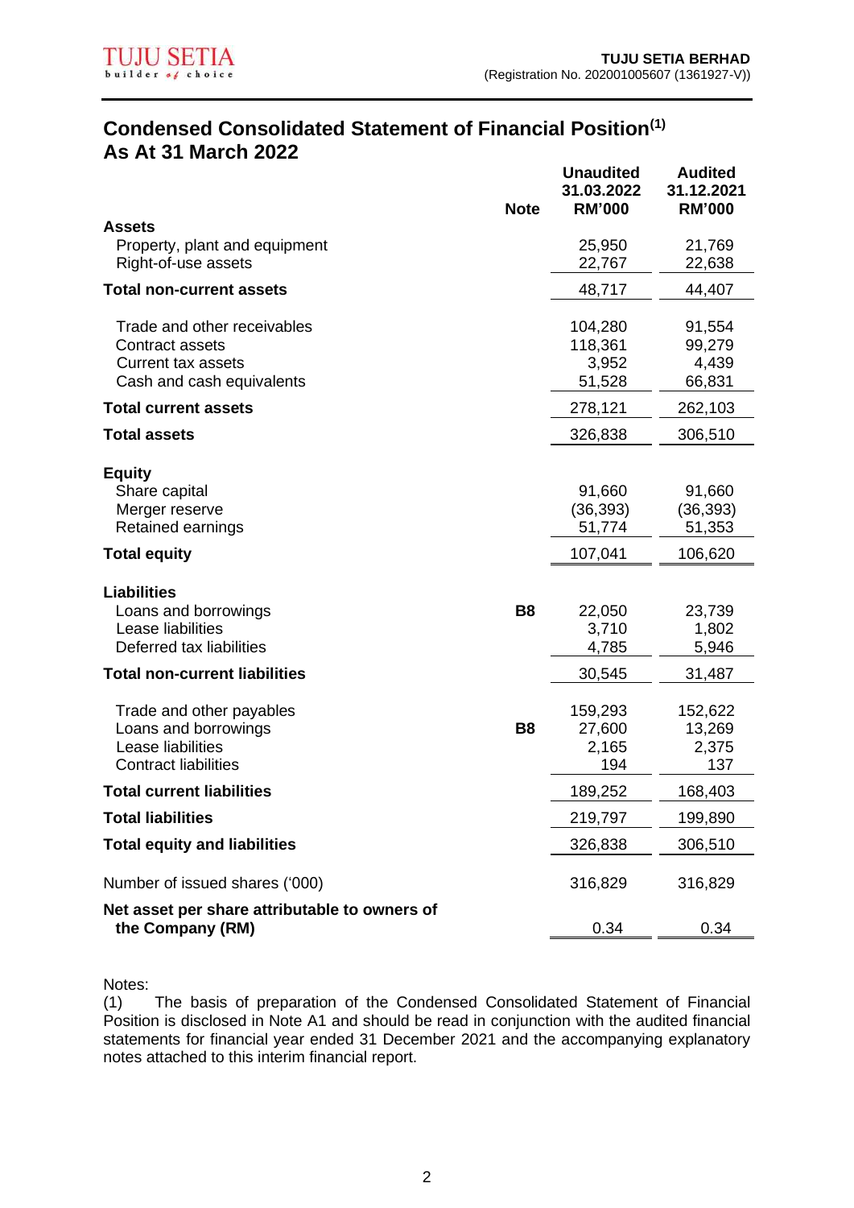## Condensed Consolidated Statement of Financial Position[1]
## As At 31 March 2022

| | Note | Unaudited 31.03.2022 RM'000 | Audited 31.12.2021 RM'000 |
|---|---|---|---|
| **Assets** | | | |
| Property, plant and equipment | | 25,950 | 21,769 |
| Right-of-use assets | | 22,767 | 22,638 |
| **Total non-current assets** | | 48,717 | 44,407 |
| Trade and other receivables | | 104,280 | 91,554 |
| Contract assets | | 118,361 | 99,279 |
| Current tax assets | | 3,952 | 4,439 |
| Cash and cash equivalents | | 51,528 | 66,831 |
| **Total current assets** | | 278,121 | 262,103 |
| **Total assets** | | 326,838 | 306,510 |
| **Equity** | | | |
| Share capital | | 91,660 | 91,660 |
| Merger reserve | | (36,393) | (36,393) |
| Retained earnings | | 51,774 | 51,353 |
| **Total equity** | | 107,041 | 106,620 |
| **Liabilities** | | | |
| Loans and borrowings | **B8** | 22,050 | 23,739 |
| Lease liabilities | | 3,710 | 1,802 |
| Deferred tax liabilities | | 4,785 | 5,946 |
| **Total non-current liabilities** | | 30,545 | 31,487 |
| Trade and other payables | | 159,293 | 152,622 |
| Loans and borrowings | **B8** | 27,600 | 13,269 |
| Lease liabilities | | 2,165 | 2,375 |
| Contract liabilities | | 194 | 137 |
| **Total current liabilities** | | 189,252 | 168,403 |
| **Total liabilities** | | 219,797 | 199,890 |
| **Total equity and liabilities** | | 326,838 | 306,510 |
| Number of issued shares ('000) | | 316,829 | 316,829 |
| **Net asset per share attributable to owners of the Company (RM)** | | 0.34 | 0.34 |

Notes:

(1) The basis of preparation of the Condensed Consolidated Statement of Financial Position is disclosed in Note A1 and should be read in conjunction with the audited financial statements for financial year ended 31 December 2021 and the accompanying explanatory notes attached to this interim financial report.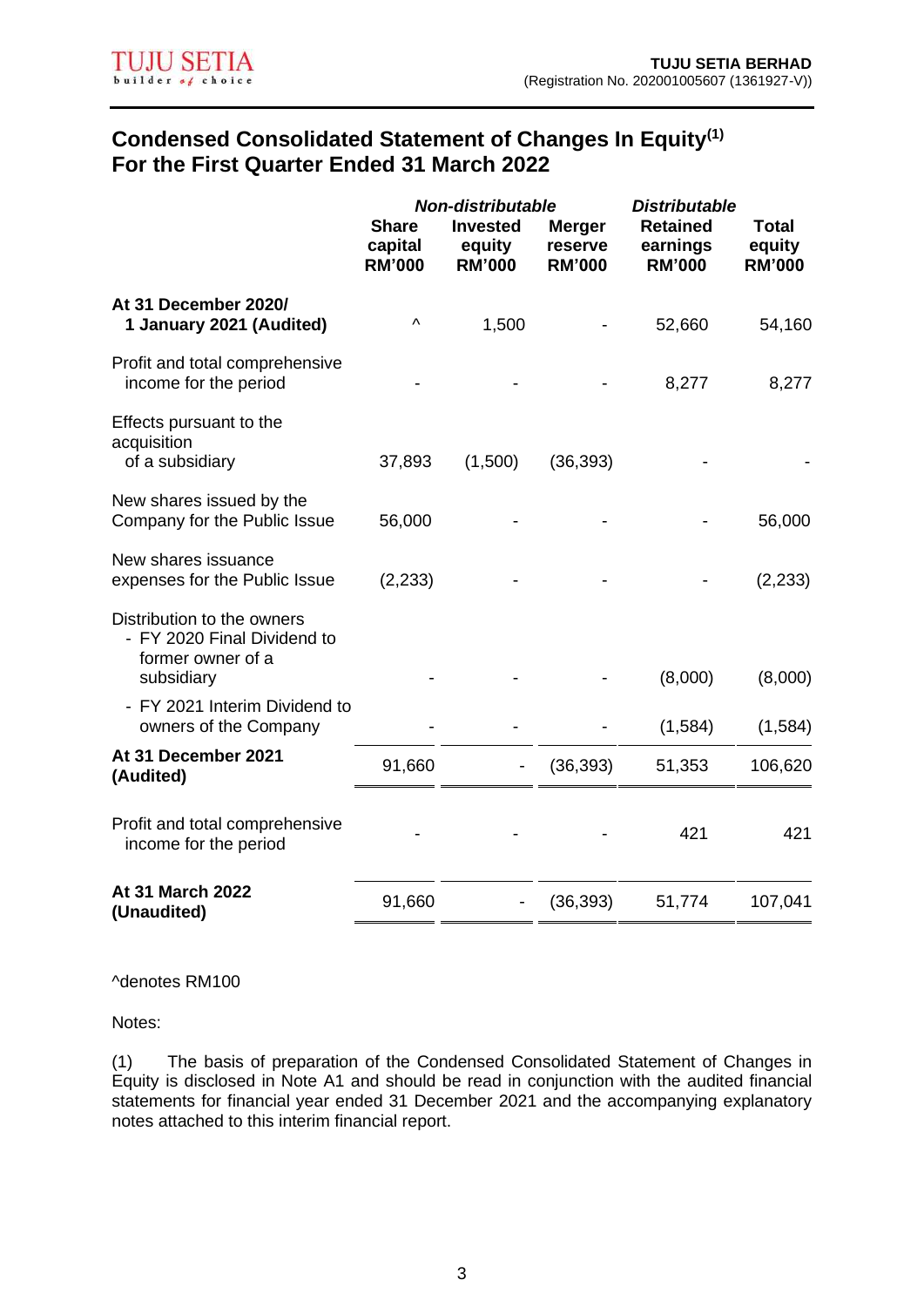## Condensed Consolidated Statement of Changes In Equity[(1)]
## For the First Quarter Ended 31 March 2022

| | *Non-distributable* | | | *Distributable* | |
|---|---|---|---|---|---|
| | **Share capital RM'000** | **Invested equity RM'000** | **Merger reserve RM'000** | **Retained earnings RM'000** | **Total equity RM'000** |
| **At 31 December 2020/ 1 January 2021 (Audited)** | ^ | 1,500 | - | 52,660 | 54,160 |
| Profit and total comprehensive income for the period | - | - | - | 8,277 | 8,277 |
| Effects pursuant to the acquisition of a subsidiary | 37,893 | (1,500) | (36,393) | - | - |
| New shares issued by the Company for the Public Issue | 56,000 | - | - | - | 56,000 |
| New shares issuance expenses for the Public Issue | (2,233) | - | - | - | (2,233) |
| Distribution to the owners | | | | | |
| - FY 2020 Final Dividend to former owner of a subsidiary | - | - | - | (8,000) | (8,000) |
| - FY 2021 Interim Dividend to owners of the Company | - | - | - | (1,584) | (1,584) |
| **At 31 December 2021 (Audited)** | 91,660 | - | (36,393) | 51,353 | 106,620 |
| Profit and total comprehensive income for the period | - | - | - | 421 | 421 |
| **At 31 March 2022 (Unaudited)** | 91,660 | - | (36,393) | 51,774 | 107,041 |

^denotes RM100

Notes:

(1) The basis of preparation of the Condensed Consolidated Statement of Changes in Equity is disclosed in Note A1 and should be read in conjunction with the audited financial statements for financial year ended 31 December 2021 and the accompanying explanatory notes attached to this interim financial report.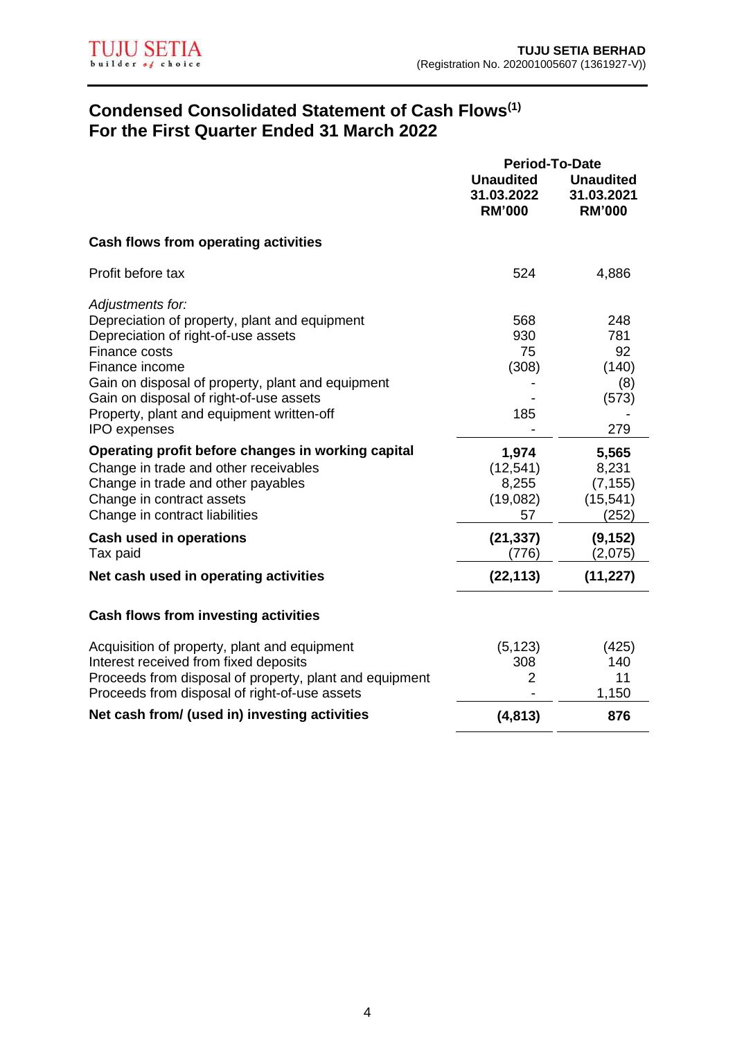## Condensed Consolidated Statement of Cash Flows[1]
## For the First Quarter Ended 31 March 2022

| | Period-To-Date | |
|---|---|---|
| | Unaudited 31.03.2022 RM'000 | Unaudited 31.03.2021 RM'000 |
| **Cash flows from operating activities** | | |
| Profit before tax | 524 | 4,886 |
| *Adjustments for:* | | |
| Depreciation of property, plant and equipment | 568 | 248 |
| Depreciation of right-of-use assets | 930 | 781 |
| Finance costs | 75 | 92 |
| Finance income | (308) | (140) |
| Gain on disposal of property, plant and equipment | - | (8) |
| Gain on disposal of right-of-use assets | - | (573) |
| Property, plant and equipment written-off | 185 | - |
| IPO expenses | - | 279 |
| **Operating profit before changes in working capital** | **1,974** | **5,565** |
| Change in trade and other receivables | (12,541) | 8,231 |
| Change in trade and other payables | 8,255 | (7,155) |
| Change in contract assets | (19,082) | (15,541) |
| Change in contract liabilities | 57 | (252) |
| **Cash used in operations** | **(21,337)** | **(9,152)** |
| Tax paid | (776) | (2,075) |
| **Net cash used in operating activities** | **(22,113)** | **(11,227)** |
| **Cash flows from investing activities** | | |
| Acquisition of property, plant and equipment | (5,123) | (425) |
| Interest received from fixed deposits | 308 | 140 |
| Proceeds from disposal of property, plant and equipment | 2 | 11 |
| Proceeds from disposal of right-of-use assets | - | 1,150 |
| **Net cash from/ (used in) investing activities** | **(4,813)** | **876** |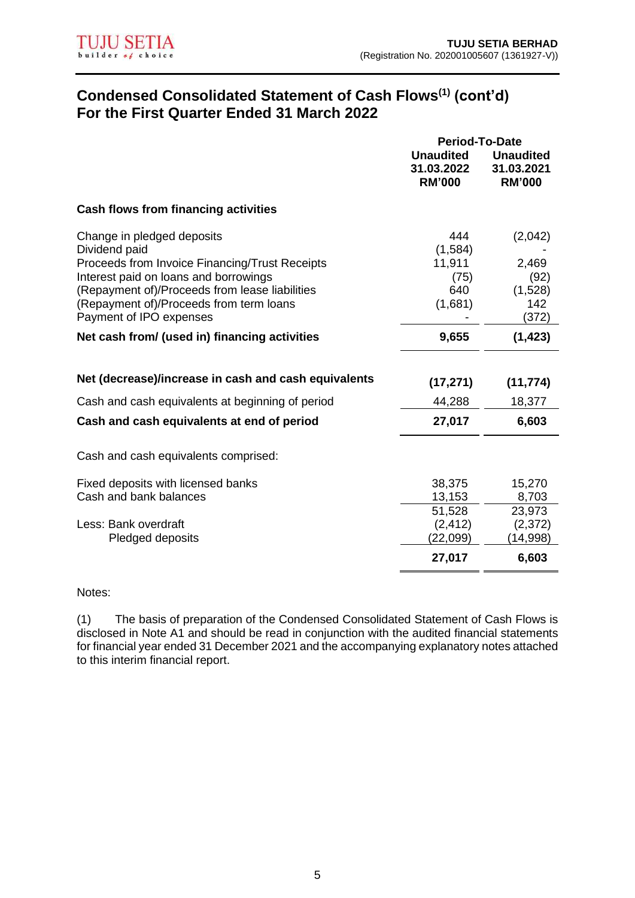## Condensed Consolidated Statement of Cash Flows[1] (cont'd)
## For the First Quarter Ended 31 March 2022

| | Period-To-Date | |
|---|---|---|
| | **Unaudited 31.03.2022 RM'000** | **Unaudited 31.03.2021 RM'000** |
| **Cash flows from financing activities** | | |
| Change in pledged deposits | 444 | (2,042) |
| Dividend paid | (1,584) | - |
| Proceeds from Invoice Financing/Trust Receipts | 11,911 | 2,469 |
| Interest paid on loans and borrowings | (75) | (92) |
| (Repayment of)/Proceeds from lease liabilities | 640 | (1,528) |
| (Repayment of)/Proceeds from term loans | (1,681) | 142 |
| Payment of IPO expenses | - | (372) |
| **Net cash from/ (used in) financing activities** | **9,655** | **(1,423)** |
| | | |
| **Net (decrease)/increase in cash and cash equivalents** | **(17,271)** | **(11,774)** |
| Cash and cash equivalents at beginning of period | 44,288 | 18,377 |
| **Cash and cash equivalents at end of period** | **27,017** | **6,603** |
| | | |
| Cash and cash equivalents comprised: | | |
| Fixed deposits with licensed banks | 38,375 | 15,270 |
| Cash and bank balances | 13,153 | 8,703 |
| | 51,528 | 23,973 |
| Less: Bank overdraft | (2,412) | (2,372) |
| Pledged deposits | (22,099) | (14,998) |
| | **27,017** | **6,603** |

Notes:

(1) The basis of preparation of the Condensed Consolidated Statement of Cash Flows is disclosed in Note A1 and should be read in conjunction with the audited financial statements for financial year ended 31 December 2021 and the accompanying explanatory notes attached to this interim financial report.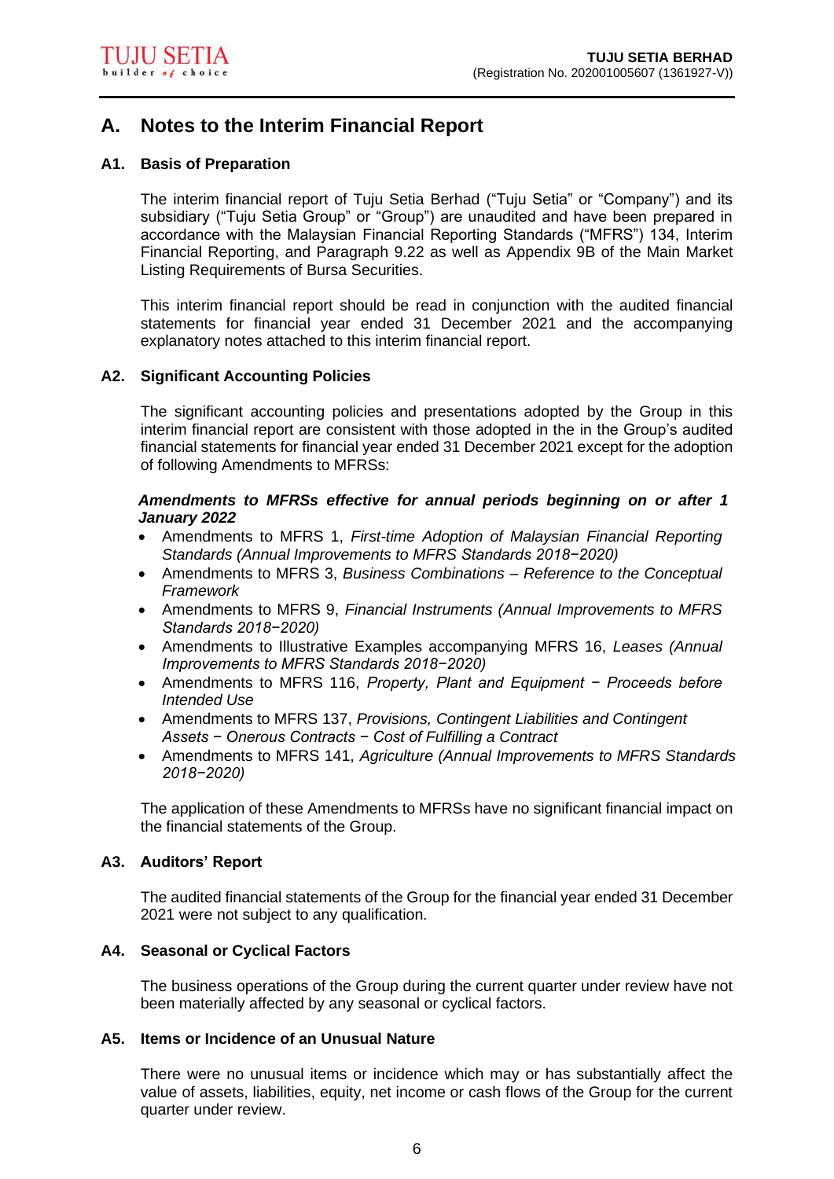# A. Notes to the Interim Financial Report

## A1. Basis of Preparation

The interim financial report of Tuju Setia Berhad ("Tuju Setia" or "Company") and its subsidiary ("Tuju Setia Group" or "Group") are unaudited and have been prepared in accordance with the Malaysian Financial Reporting Standards ("MFRS") 134, Interim Financial Reporting, and Paragraph 9.22 as well as Appendix 9B of the Main Market Listing Requirements of Bursa Securities.

This interim financial report should be read in conjunction with the audited financial statements for financial year ended 31 December 2021 and the accompanying explanatory notes attached to this interim financial report.

## A2. Significant Accounting Policies

The significant accounting policies and presentations adopted by the Group in this interim financial report are consistent with those adopted in the in the Group's audited financial statements for financial year ended 31 December 2021 except for the adoption of following Amendments to MFRSs:

***Amendments to MFRSs effective for annual periods beginning on or after 1 January 2022***

- Amendments to MFRS 1, *First-time Adoption of Malaysian Financial Reporting Standards (Annual Improvements to MFRS Standards 2018−2020)*
- Amendments to MFRS 3, *Business Combinations – Reference to the Conceptual Framework*
- Amendments to MFRS 9, *Financial Instruments (Annual Improvements to MFRS Standards 2018−2020)*
- Amendments to Illustrative Examples accompanying MFRS 16, *Leases (Annual Improvements to MFRS Standards 2018−2020)*
- Amendments to MFRS 116, *Property, Plant and Equipment − Proceeds before Intended Use*
- Amendments to MFRS 137, *Provisions, Contingent Liabilities and Contingent Assets − Onerous Contracts − Cost of Fulfilling a Contract*
- Amendments to MFRS 141, *Agriculture (Annual Improvements to MFRS Standards 2018−2020)*

The application of these Amendments to MFRSs have no significant financial impact on the financial statements of the Group.

## A3. Auditors' Report

The audited financial statements of the Group for the financial year ended 31 December 2021 were not subject to any qualification.

## A4. Seasonal or Cyclical Factors

The business operations of the Group during the current quarter under review have not been materially affected by any seasonal or cyclical factors.

## A5. Items or Incidence of an Unusual Nature

There were no unusual items or incidence which may or has substantially affect the value of assets, liabilities, equity, net income or cash flows of the Group for the current quarter under review.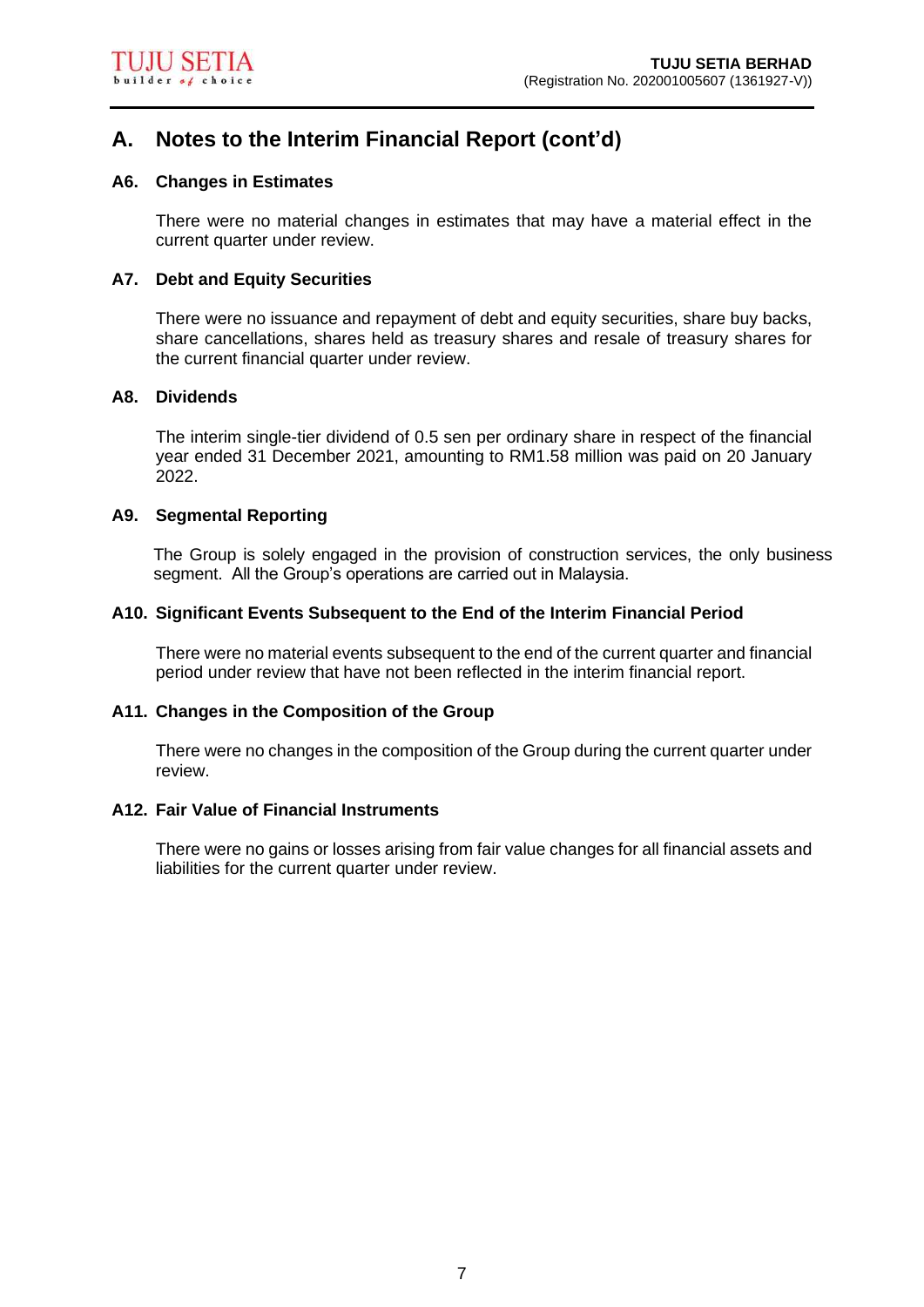## A. Notes to the Interim Financial Report (cont'd)

### A6. Changes in Estimates

There were no material changes in estimates that may have a material effect in the current quarter under review.

### A7. Debt and Equity Securities

There were no issuance and repayment of debt and equity securities, share buy backs, share cancellations, shares held as treasury shares and resale of treasury shares for the current financial quarter under review.

### A8. Dividends

The interim single-tier dividend of 0.5 sen per ordinary share in respect of the financial year ended 31 December 2021, amounting to RM1.58 million was paid on 20 January 2022.

### A9. Segmental Reporting

The Group is solely engaged in the provision of construction services, the only business segment. All the Group's operations are carried out in Malaysia.

### A10. Significant Events Subsequent to the End of the Interim Financial Period

There were no material events subsequent to the end of the current quarter and financial period under review that have not been reflected in the interim financial report.

### A11. Changes in the Composition of the Group

There were no changes in the composition of the Group during the current quarter under review.

### A12. Fair Value of Financial Instruments

There were no gains or losses arising from fair value changes for all financial assets and liabilities for the current quarter under review.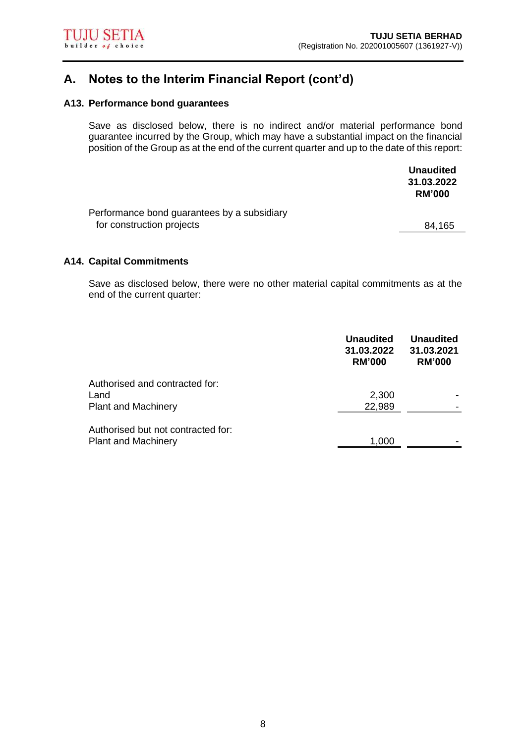## A. Notes to the Interim Financial Report (cont'd)

### A13. Performance bond guarantees

Save as disclosed below, there is no indirect and/or material performance bond guarantee incurred by the Group, which may have a substantial impact on the financial position of the Group as at the end of the current quarter and up to the date of this report:

| | Unaudited 31.03.2022 RM'000 |
|---|---|
| Performance bond guarantees by a subsidiary for construction projects | 84,165 |

### A14. Capital Commitments

Save as disclosed below, there were no other material capital commitments as at the end of the current quarter:

| | Unaudited 31.03.2022 RM'000 | Unaudited 31.03.2021 RM'000 |
|---|---|---|
| Authorised and contracted for: | | |
| Land | 2,300 | - |
| Plant and Machinery | 22,989 | - |
| Authorised but not contracted for: | | |
| Plant and Machinery | 1,000 | - |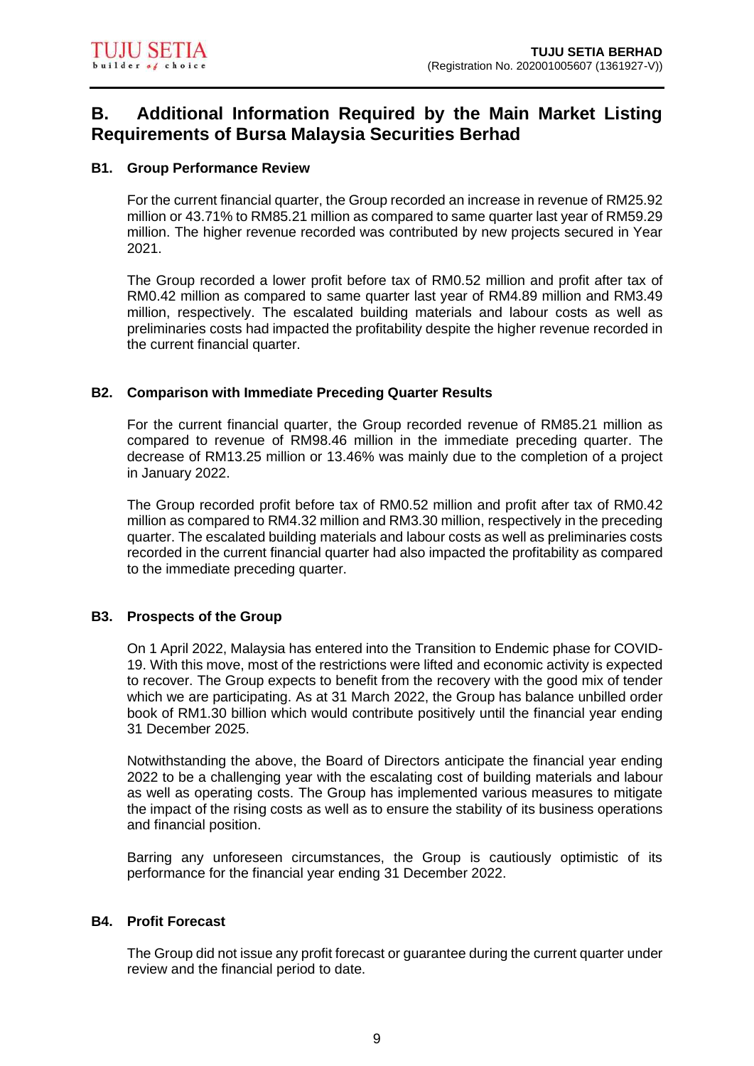## B. Additional Information Required by the Main Market Listing Requirements of Bursa Malaysia Securities Berhad

### B1. Group Performance Review

For the current financial quarter, the Group recorded an increase in revenue of RM25.92 million or 43.71% to RM85.21 million as compared to same quarter last year of RM59.29 million. The higher revenue recorded was contributed by new projects secured in Year 2021.

The Group recorded a lower profit before tax of RM0.52 million and profit after tax of RM0.42 million as compared to same quarter last year of RM4.89 million and RM3.49 million, respectively. The escalated building materials and labour costs as well as preliminaries costs had impacted the profitability despite the higher revenue recorded in the current financial quarter.

### B2. Comparison with Immediate Preceding Quarter Results

For the current financial quarter, the Group recorded revenue of RM85.21 million as compared to revenue of RM98.46 million in the immediate preceding quarter. The decrease of RM13.25 million or 13.46% was mainly due to the completion of a project in January 2022.

The Group recorded profit before tax of RM0.52 million and profit after tax of RM0.42 million as compared to RM4.32 million and RM3.30 million, respectively in the preceding quarter. The escalated building materials and labour costs as well as preliminaries costs recorded in the current financial quarter had also impacted the profitability as compared to the immediate preceding quarter.

### B3. Prospects of the Group

On 1 April 2022, Malaysia has entered into the Transition to Endemic phase for COVID-19. With this move, most of the restrictions were lifted and economic activity is expected to recover. The Group expects to benefit from the recovery with the good mix of tender which we are participating. As at 31 March 2022, the Group has balance unbilled order book of RM1.30 billion which would contribute positively until the financial year ending 31 December 2025.

Notwithstanding the above, the Board of Directors anticipate the financial year ending 2022 to be a challenging year with the escalating cost of building materials and labour as well as operating costs. The Group has implemented various measures to mitigate the impact of the rising costs as well as to ensure the stability of its business operations and financial position.

Barring any unforeseen circumstances, the Group is cautiously optimistic of its performance for the financial year ending 31 December 2022.

### B4. Profit Forecast

The Group did not issue any profit forecast or guarantee during the current quarter under review and the financial period to date.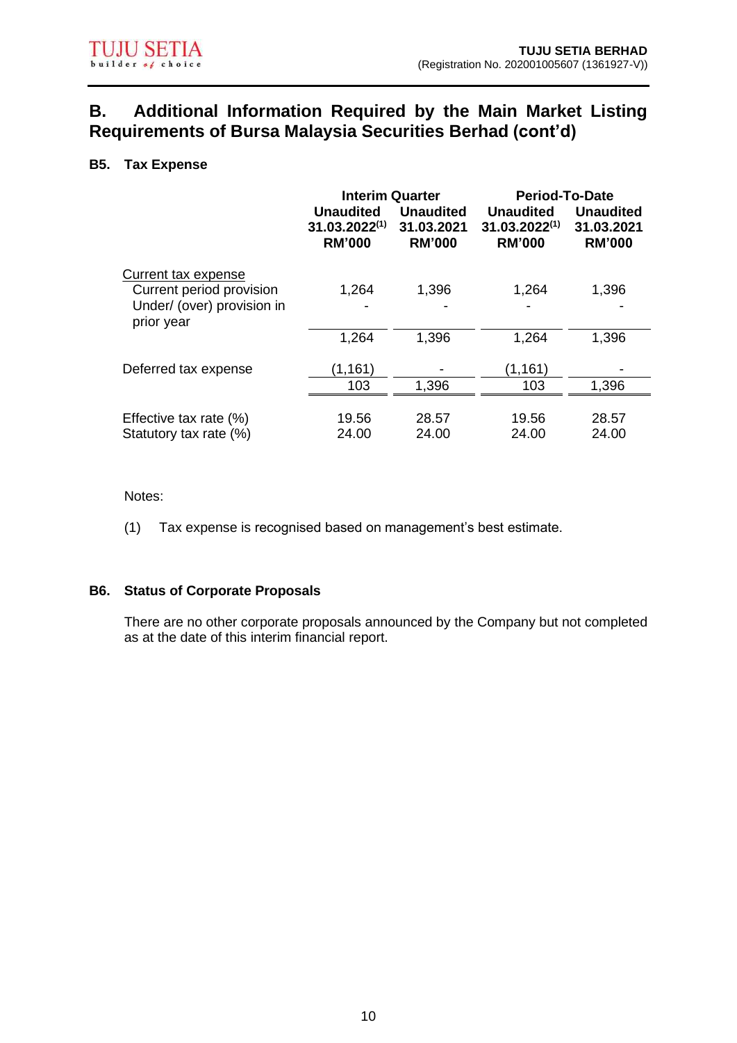## B. Additional Information Required by the Main Market Listing Requirements of Bursa Malaysia Securities Berhad (cont'd)

### B5. Tax Expense

| | Interim Quarter | | Period-To-Date | |
|---|---|---|---|---|
| | Unaudited 31.03.2022[1] RM'000 | Unaudited 31.03.2021 RM'000 | Unaudited 31.03.2022[1] RM'000 | Unaudited 31.03.2021 RM'000 |
| Current tax expense | | | | |
| Current period provision | 1,264 | 1,396 | 1,264 | 1,396 |
| Under/ (over) provision in prior year | - | - | - | - |
| | 1,264 | 1,396 | 1,264 | 1,396 |
| Deferred tax expense | (1,161) | - | (1,161) | - |
| | 103 | 1,396 | 103 | 1,396 |
| Effective tax rate (%) | 19.56 | 28.57 | 19.56 | 28.57 |
| Statutory tax rate (%) | 24.00 | 24.00 | 24.00 | 24.00 |

Notes:

(1) Tax expense is recognised based on management's best estimate.

### B6. Status of Corporate Proposals

There are no other corporate proposals announced by the Company but not completed as at the date of this interim financial report.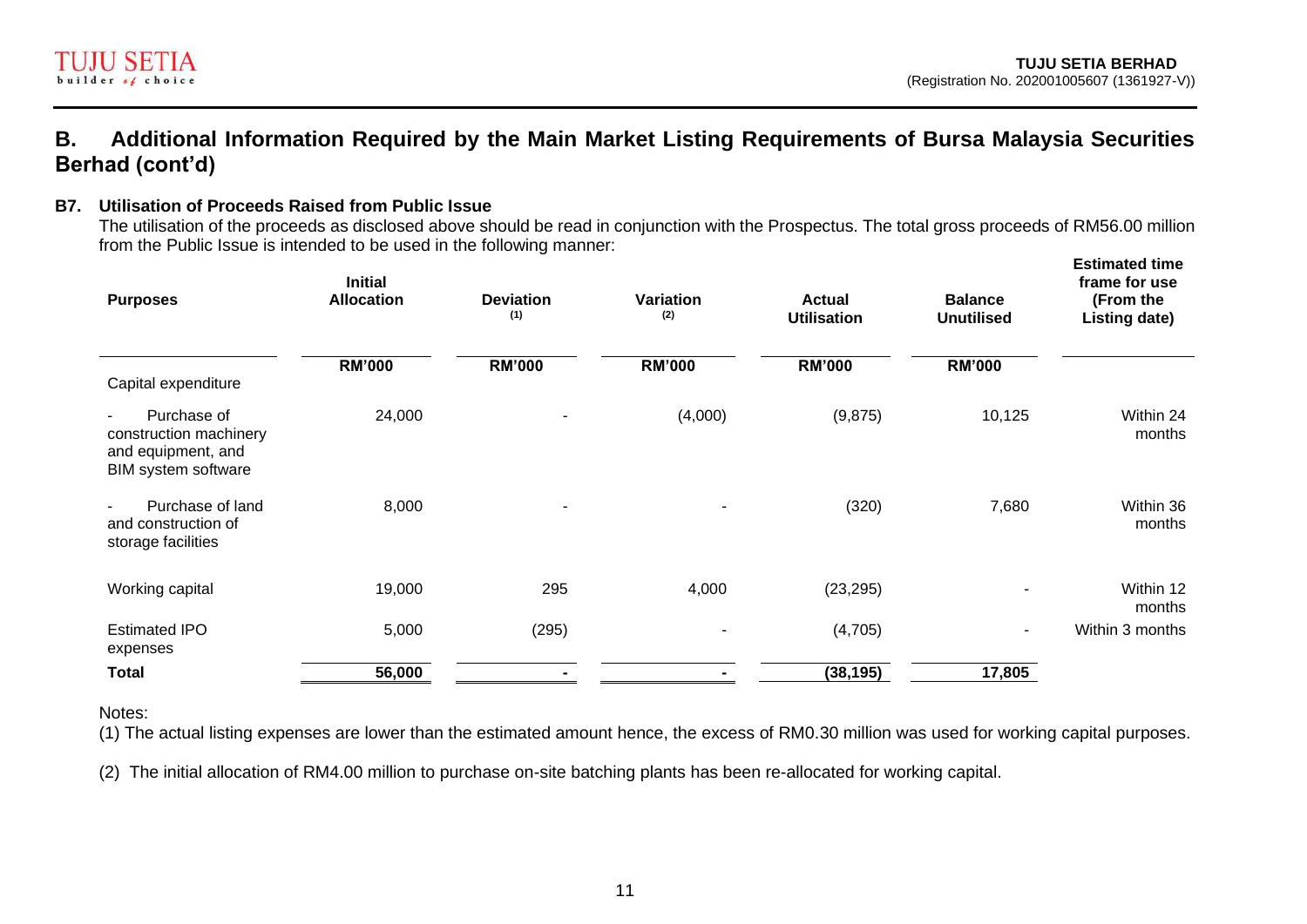## B. Additional Information Required by the Main Market Listing Requirements of Bursa Malaysia Securities Berhad (cont'd)

### B7. Utilisation of Proceeds Raised from Public Issue

The utilisation of the proceeds as disclosed above should be read in conjunction with the Prospectus. The total gross proceeds of RM56.00 million from the Public Issue is intended to be used in the following manner:

| Purposes | Initial Allocation | Deviation (1) | Variation (2) | Actual Utilisation | Balance Unutilised | Estimated time frame for use (From the Listing date) |
|---|---|---|---|---|---|---|
| | RM'000 | RM'000 | RM'000 | RM'000 | RM'000 | |
| Capital expenditure | | | | | | |
| - Purchase of construction machinery and equipment, and BIM system software | 24,000 | - | (4,000) | (9,875) | 10,125 | Within 24 months |
| - Purchase of land and construction of storage facilities | 8,000 | - | - | (320) | 7,680 | Within 36 months |
| Working capital | 19,000 | 295 | 4,000 | (23,295) | - | Within 12 months |
| Estimated IPO expenses | 5,000 | (295) | - | (4,705) | - | Within 3 months |
| **Total** | **56,000** | **-** | **-** | **(38,195)** | **17,805** | |

Notes:

(1) The actual listing expenses are lower than the estimated amount hence, the excess of RM0.30 million was used for working capital purposes.

(2) The initial allocation of RM4.00 million to purchase on-site batching plants has been re-allocated for working capital.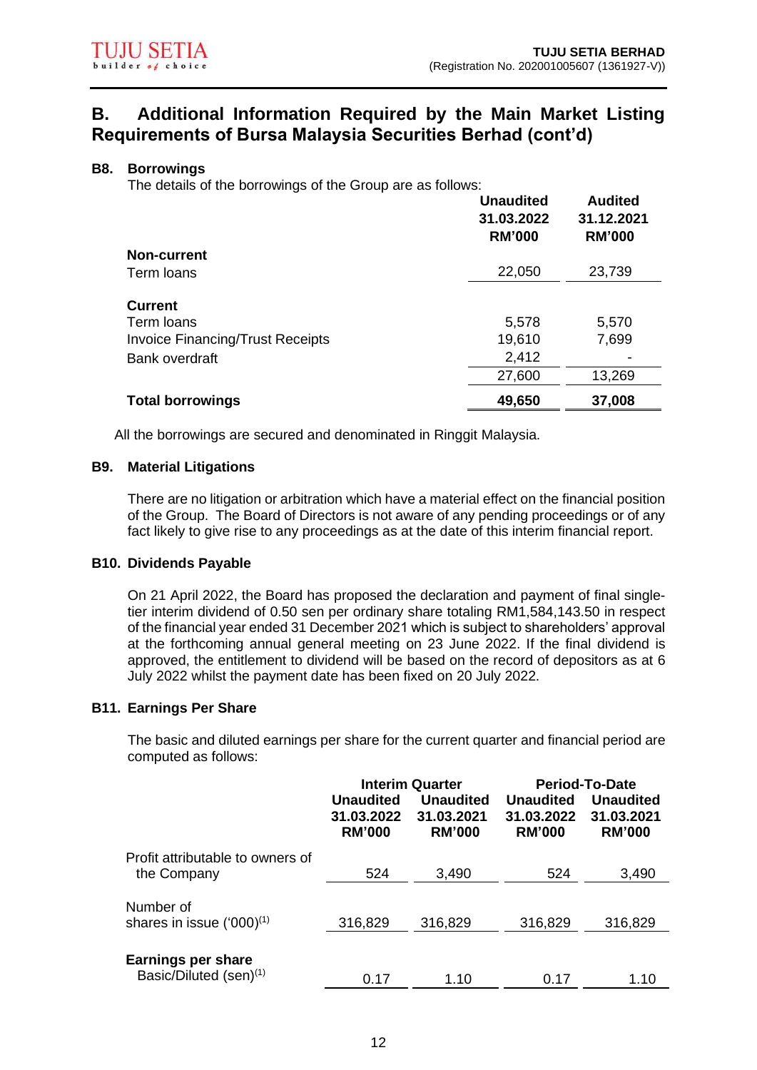## B. Additional Information Required by the Main Market Listing Requirements of Bursa Malaysia Securities Berhad (cont'd)

### B8. Borrowings

The details of the borrowings of the Group are as follows:

| | Unaudited 31.03.2022 RM'000 | Audited 31.12.2021 RM'000 |
|---|---|---|
| **Non-current** | | |
| Term loans | 22,050 | 23,739 |
| **Current** | | |
| Term loans | 5,578 | 5,570 |
| Invoice Financing/Trust Receipts | 19,610 | 7,699 |
| Bank overdraft | 2,412 | - |
| | 27,600 | 13,269 |
| **Total borrowings** | **49,650** | **37,008** |

All the borrowings are secured and denominated in Ringgit Malaysia.

### B9. Material Litigations

There are no litigation or arbitration which have a material effect on the financial position of the Group. The Board of Directors is not aware of any pending proceedings or of any fact likely to give rise to any proceedings as at the date of this interim financial report.

### B10. Dividends Payable

On 21 April 2022, the Board has proposed the declaration and payment of final single-tier interim dividend of 0.50 sen per ordinary share totaling RM1,584,143.50 in respect of the financial year ended 31 December 2021 which is subject to shareholders' approval at the forthcoming annual general meeting on 23 June 2022. If the final dividend is approved, the entitlement to dividend will be based on the record of depositors as at 6 July 2022 whilst the payment date has been fixed on 20 July 2022.

### B11. Earnings Per Share

The basic and diluted earnings per share for the current quarter and financial period are computed as follows:

| | Interim Quarter | | Period-To-Date | |
|---|---|---|---|---|
| | Unaudited 31.03.2022 RM'000 | Unaudited 31.03.2021 RM'000 | Unaudited 31.03.2022 RM'000 | Unaudited 31.03.2021 RM'000 |
| Profit attributable to owners of the Company | 524 | 3,490 | 524 | 3,490 |
| Number of shares in issue ('000)[1] | 316,829 | 316,829 | 316,829 | 316,829 |
| **Earnings per share** Basic/Diluted (sen)[1] | 0.17 | 1.10 | 0.17 | 1.10 |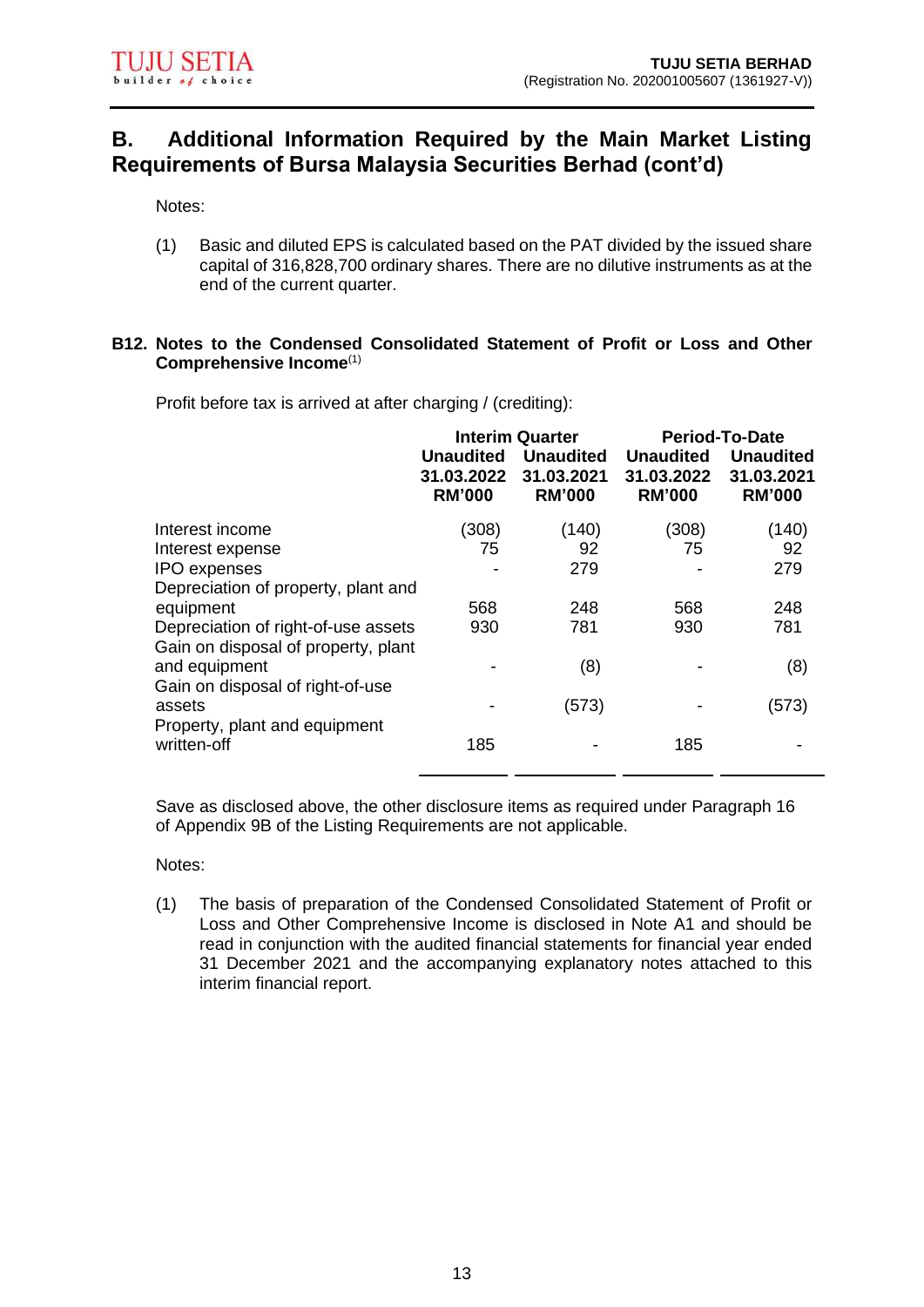## B. Additional Information Required by the Main Market Listing Requirements of Bursa Malaysia Securities Berhad (cont'd)

Notes:

(1) Basic and diluted EPS is calculated based on the PAT divided by the issued share capital of 316,828,700 ordinary shares. There are no dilutive instruments as at the end of the current quarter.

### B12. Notes to the Condensed Consolidated Statement of Profit or Loss and Other Comprehensive Income[(1)]

Profit before tax is arrived at after charging / (crediting):

| | Interim Quarter | | Period-To-Date | |
|---|---|---|---|---|
| | Unaudited 31.03.2022 RM'000 | Unaudited 31.03.2021 RM'000 | Unaudited 31.03.2022 RM'000 | Unaudited 31.03.2021 RM'000 |
| Interest income | (308) | (140) | (308) | (140) |
| Interest expense | 75 | 92 | 75 | 92 |
| IPO expenses | - | 279 | - | 279 |
| Depreciation of property, plant and equipment | 568 | 248 | 568 | 248 |
| Depreciation of right-of-use assets | 930 | 781 | 930 | 781 |
| Gain on disposal of property, plant and equipment | - | (8) | - | (8) |
| Gain on disposal of right-of-use assets | - | (573) | - | (573) |
| Property, plant and equipment written-off | 185 | - | 185 | - |

Save as disclosed above, the other disclosure items as required under Paragraph 16 of Appendix 9B of the Listing Requirements are not applicable.

Notes:

(1) The basis of preparation of the Condensed Consolidated Statement of Profit or Loss and Other Comprehensive Income is disclosed in Note A1 and should be read in conjunction with the audited financial statements for financial year ended 31 December 2021 and the accompanying explanatory notes attached to this interim financial report.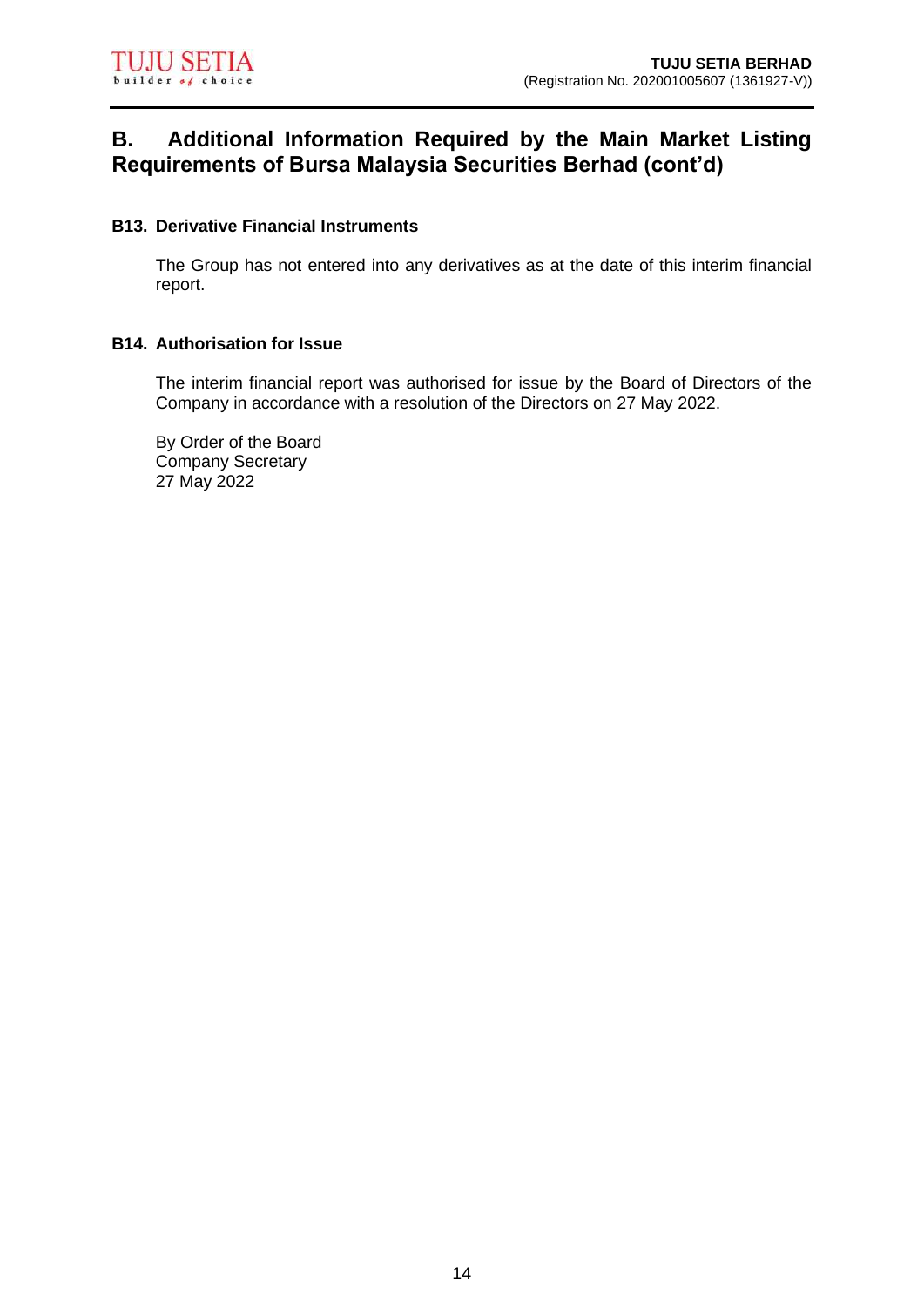## B. Additional Information Required by the Main Market Listing Requirements of Bursa Malaysia Securities Berhad (cont'd)

### B13. Derivative Financial Instruments

The Group has not entered into any derivatives as at the date of this interim financial report.

### B14. Authorisation for Issue

The interim financial report was authorised for issue by the Board of Directors of the Company in accordance with a resolution of the Directors on 27 May 2022.

By Order of the Board
Company Secretary
27 May 2022